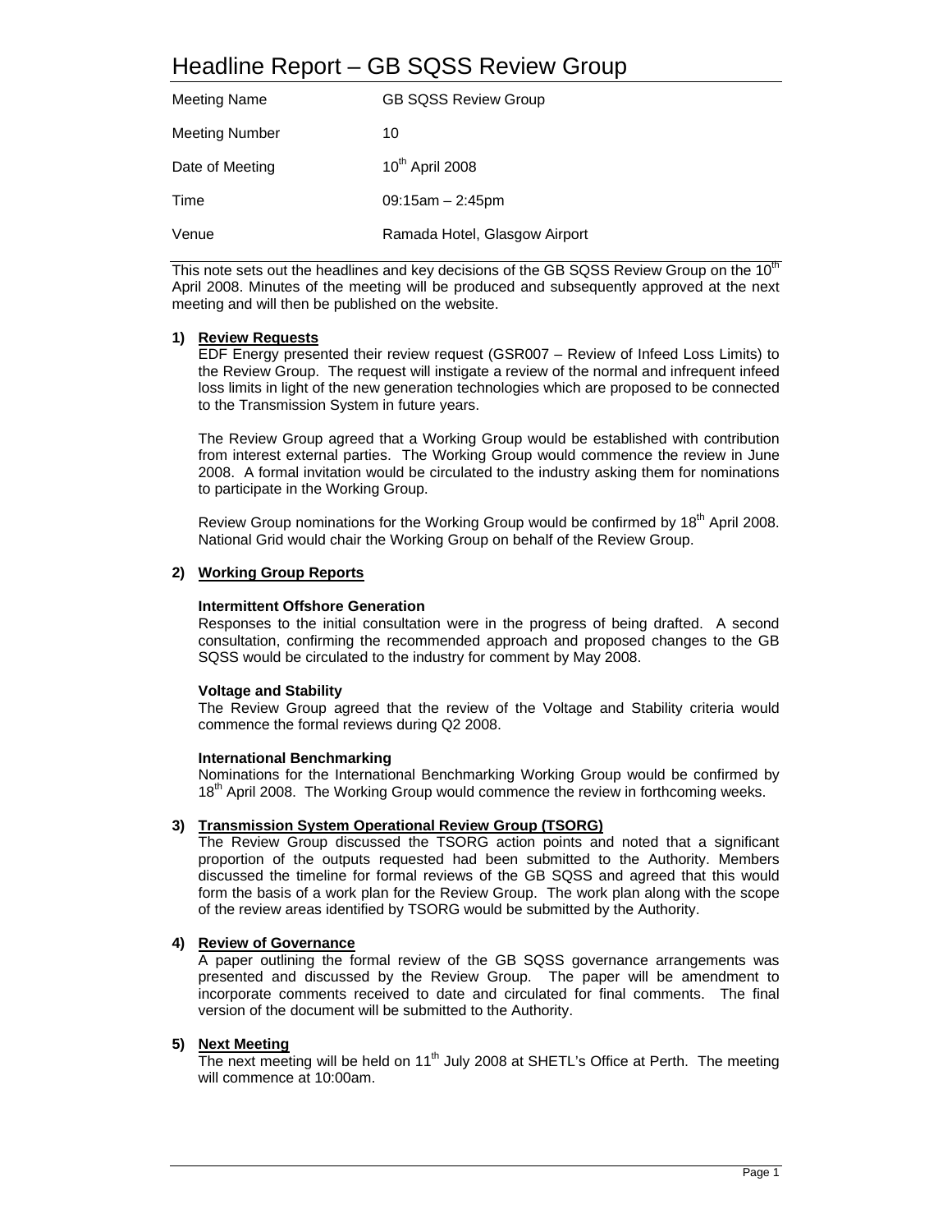# Headline Report – GB SQSS Review Group

| | |
|---|---|
| Meeting Name | GB SQSS Review Group |
| Meeting Number | 10 |
| Date of Meeting | 10th April 2008 |
| Time | 09:15am – 2:45pm |
| Venue | Ramada Hotel, Glasgow Airport |

This note sets out the headlines and key decisions of the GB SQSS Review Group on the 10th April 2008. Minutes of the meeting will be produced and subsequently approved at the next meeting and will then be published on the website.

1) **Review Requests**

   EDF Energy presented their review request (GSR007 – Review of Infeed Loss Limits) to the Review Group. The request will instigate a review of the normal and infrequent infeed loss limits in light of the new generation technologies which are proposed to be connected to the Transmission System in future years.

   The Review Group agreed that a Working Group would be established with contribution from interest external parties. The Working Group would commence the review in June 2008. A formal invitation would be circulated to the industry asking them for nominations to participate in the Working Group.

   Review Group nominations for the Working Group would be confirmed by 18th April 2008. National Grid would chair the Working Group on behalf of the Review Group.

2) **Working Group Reports**

   **Intermittent Offshore Generation**

   Responses to the initial consultation were in the progress of being drafted. A second consultation, confirming the recommended approach and proposed changes to the GB SQSS would be circulated to the industry for comment by May 2008.

   **Voltage and Stability**

   The Review Group agreed that the review of the Voltage and Stability criteria would commence the formal reviews during Q2 2008.

   **International Benchmarking**

   Nominations for the International Benchmarking Working Group would be confirmed by 18th April 2008. The Working Group would commence the review in forthcoming weeks.

3) **Transmission System Operational Review Group (TSORG)**

   The Review Group discussed the TSORG action points and noted that a significant proportion of the outputs requested had been submitted to the Authority. Members discussed the timeline for formal reviews of the GB SQSS and agreed that this would form the basis of a work plan for the Review Group. The work plan along with the scope of the review areas identified by TSORG would be submitted by the Authority.

4) **Review of Governance**

   A paper outlining the formal review of the GB SQSS governance arrangements was presented and discussed by the Review Group. The paper will be amendment to incorporate comments received to date and circulated for final comments. The final version of the document will be submitted to the Authority.

5) **Next Meeting**

   The next meeting will be held on 11th July 2008 at SHETL's Office at Perth. The meeting will commence at 10:00am.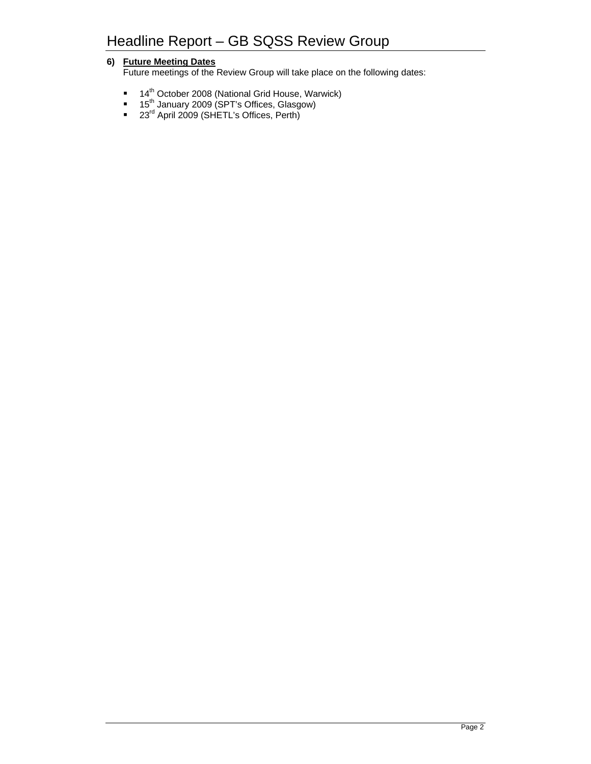**6) Future Meeting Dates**

Future meetings of the Review Group will take place on the following dates:

- 14th October 2008 (National Grid House, Warwick)
- 15th January 2009 (SPT's Offices, Glasgow)
- 23rd April 2009 (SHETL's Offices, Perth)